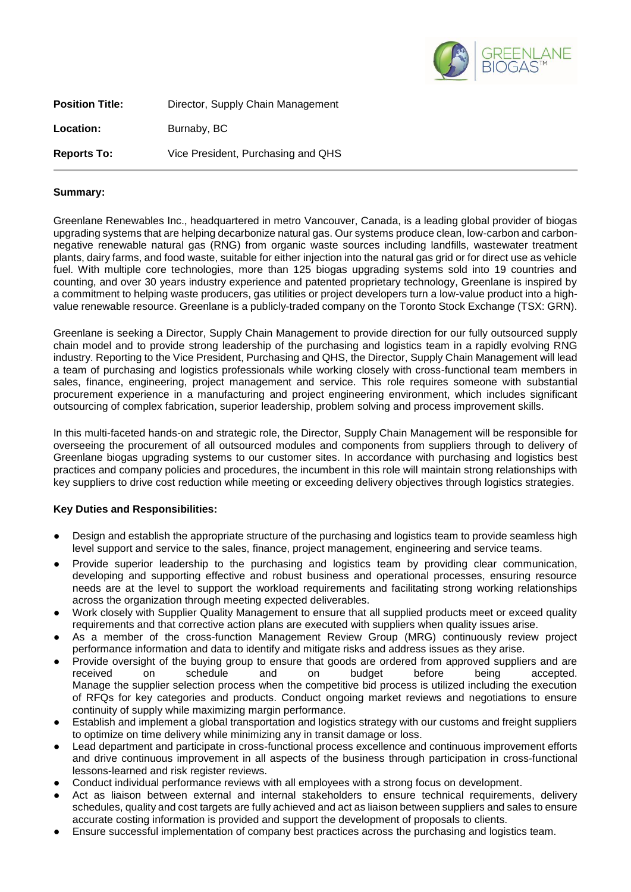**Position Title:** Director, Supply Chain Management

**Location:** Burnaby, BC

**Reports To:** Vice President, Purchasing and QHS

---

**Summary:**

Greenlane Renewables Inc., headquartered in metro Vancouver, Canada, is a leading global provider of biogas upgrading systems that are helping decarbonize natural gas. Our systems produce clean, low-carbon and carbon-negative renewable natural gas (RNG) from organic waste sources including landfills, wastewater treatment plants, dairy farms, and food waste, suitable for either injection into the natural gas grid or for direct use as vehicle fuel. With multiple core technologies, more than 125 biogas upgrading systems sold into 19 countries and counting, and over 30 years industry experience and patented proprietary technology, Greenlane is inspired by a commitment to helping waste producers, gas utilities or project developers turn a low-value product into a high-value renewable resource. Greenlane is a publicly-traded company on the Toronto Stock Exchange (TSX: GRN).

Greenlane is seeking a Director, Supply Chain Management to provide direction for our fully outsourced supply chain model and to provide strong leadership of the purchasing and logistics team in a rapidly evolving RNG industry. Reporting to the Vice President, Purchasing and QHS, the Director, Supply Chain Management will lead a team of purchasing and logistics professionals while working closely with cross-functional team members in sales, finance, engineering, project management and service. This role requires someone with substantial procurement experience in a manufacturing and project engineering environment, which includes significant outsourcing of complex fabrication, superior leadership, problem solving and process improvement skills.

In this multi-faceted hands-on and strategic role, the Director, Supply Chain Management will be responsible for overseeing the procurement of all outsourced modules and components from suppliers through to delivery of Greenlane biogas upgrading systems to our customer sites. In accordance with purchasing and logistics best practices and company policies and procedures, the incumbent in this role will maintain strong relationships with key suppliers to drive cost reduction while meeting or exceeding delivery objectives through logistics strategies.

**Key Duties and Responsibilities:**

- Design and establish the appropriate structure of the purchasing and logistics team to provide seamless high level support and service to the sales, finance, project management, engineering and service teams.
- Provide superior leadership to the purchasing and logistics team by providing clear communication, developing and supporting effective and robust business and operational processes, ensuring resource needs are at the level to support the workload requirements and facilitating strong working relationships across the organization through meeting expected deliverables.
- Work closely with Supplier Quality Management to ensure that all supplied products meet or exceed quality requirements and that corrective action plans are executed with suppliers when quality issues arise.
- As a member of the cross-function Management Review Group (MRG) continuously review project performance information and data to identify and mitigate risks and address issues as they arise.
- Provide oversight of the buying group to ensure that goods are ordered from approved suppliers and are received on schedule and on budget before being accepted. Manage the supplier selection process when the competitive bid process is utilized including the execution of RFQs for key categories and products. Conduct ongoing market reviews and negotiations to ensure continuity of supply while maximizing margin performance.
- Establish and implement a global transportation and logistics strategy with our customs and freight suppliers to optimize on time delivery while minimizing any in transit damage or loss.
- Lead department and participate in cross-functional process excellence and continuous improvement efforts and drive continuous improvement in all aspects of the business through participation in cross-functional lessons-learned and risk register reviews.
- Conduct individual performance reviews with all employees with a strong focus on development.
- Act as liaison between external and internal stakeholders to ensure technical requirements, delivery schedules, quality and cost targets are fully achieved and act as liaison between suppliers and sales to ensure accurate costing information is provided and support the development of proposals to clients.
- Ensure successful implementation of company best practices across the purchasing and logistics team.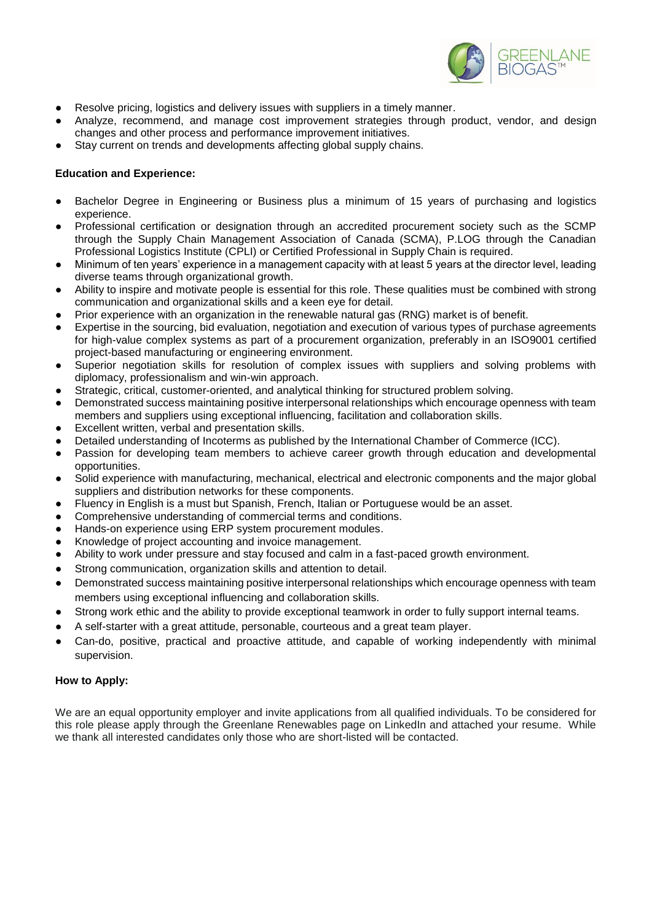- Resolve pricing, logistics and delivery issues with suppliers in a timely manner.
- Analyze, recommend, and manage cost improvement strategies through product, vendor, and design changes and other process and performance improvement initiatives.
- Stay current on trends and developments affecting global supply chains.

**Education and Experience:**

- Bachelor Degree in Engineering or Business plus a minimum of 15 years of purchasing and logistics experience.
- Professional certification or designation through an accredited procurement society such as the SCMP through the Supply Chain Management Association of Canada (SCMA), P.LOG through the Canadian Professional Logistics Institute (CPLI) or Certified Professional in Supply Chain is required.
- Minimum of ten years' experience in a management capacity with at least 5 years at the director level, leading diverse teams through organizational growth.
- Ability to inspire and motivate people is essential for this role. These qualities must be combined with strong communication and organizational skills and a keen eye for detail.
- Prior experience with an organization in the renewable natural gas (RNG) market is of benefit.
- Expertise in the sourcing, bid evaluation, negotiation and execution of various types of purchase agreements for high-value complex systems as part of a procurement organization, preferably in an ISO9001 certified project-based manufacturing or engineering environment.
- Superior negotiation skills for resolution of complex issues with suppliers and solving problems with diplomacy, professionalism and win-win approach.
- Strategic, critical, customer-oriented, and analytical thinking for structured problem solving.
- Demonstrated success maintaining positive interpersonal relationships which encourage openness with team members and suppliers using exceptional influencing, facilitation and collaboration skills.
- Excellent written, verbal and presentation skills.
- Detailed understanding of Incoterms as published by the International Chamber of Commerce (ICC).
- Passion for developing team members to achieve career growth through education and developmental opportunities.
- Solid experience with manufacturing, mechanical, electrical and electronic components and the major global suppliers and distribution networks for these components.
- Fluency in English is a must but Spanish, French, Italian or Portuguese would be an asset.
- Comprehensive understanding of commercial terms and conditions.
- Hands-on experience using ERP system procurement modules.
- Knowledge of project accounting and invoice management.
- Ability to work under pressure and stay focused and calm in a fast-paced growth environment.
- Strong communication, organization skills and attention to detail.
- Demonstrated success maintaining positive interpersonal relationships which encourage openness with team members using exceptional influencing and collaboration skills.
- Strong work ethic and the ability to provide exceptional teamwork in order to fully support internal teams.
- A self-starter with a great attitude, personable, courteous and a great team player.
- Can-do, positive, practical and proactive attitude, and capable of working independently with minimal supervision.

**How to Apply:**

We are an equal opportunity employer and invite applications from all qualified individuals. To be considered for this role please apply through the Greenlane Renewables page on LinkedIn and attached your resume. While we thank all interested candidates only those who are short-listed will be contacted.